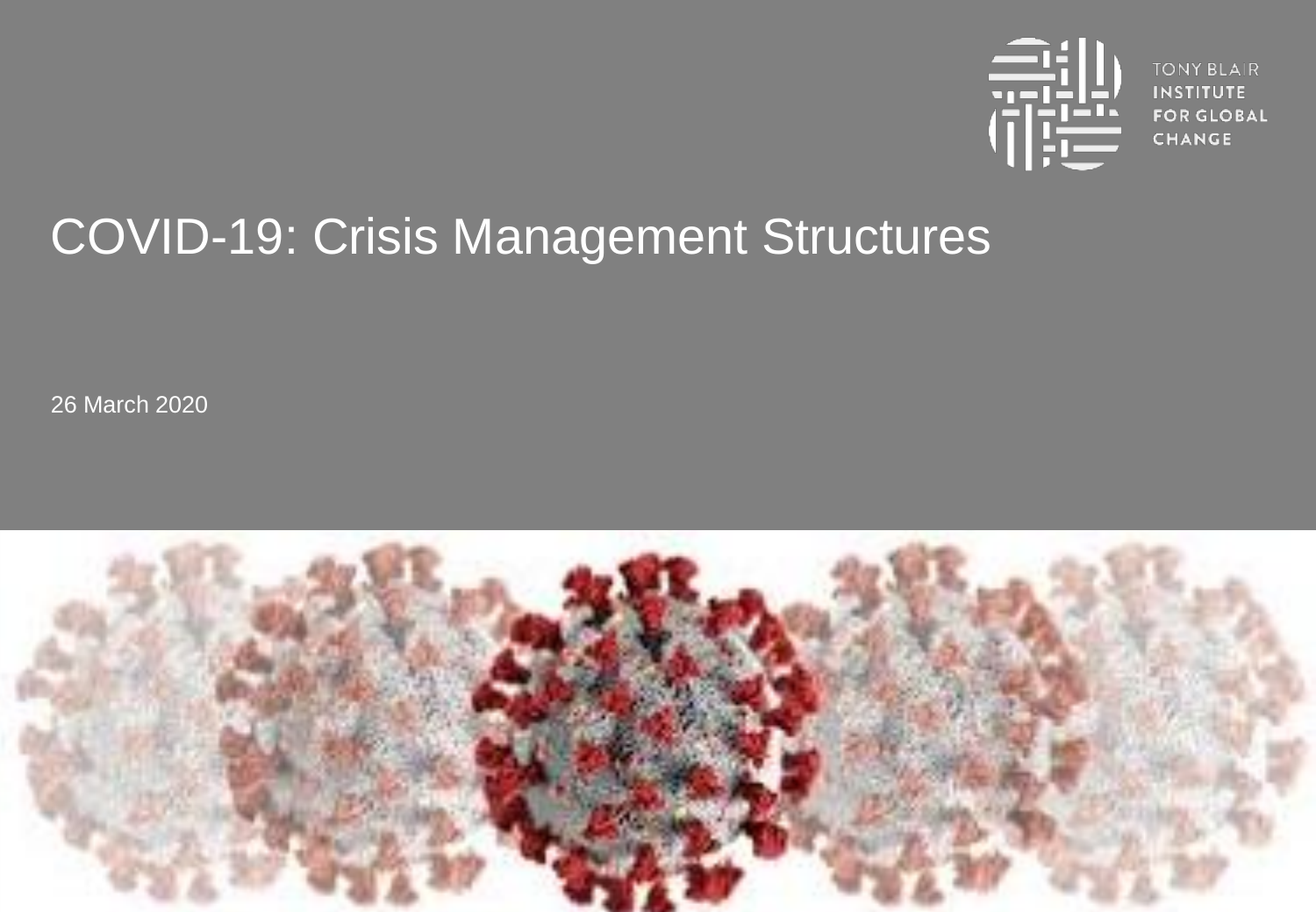TONY BLAIR INSTITUTE FOR GLOBAL CHANGE

# COVID-19: Crisis Management Structures

26 March 2020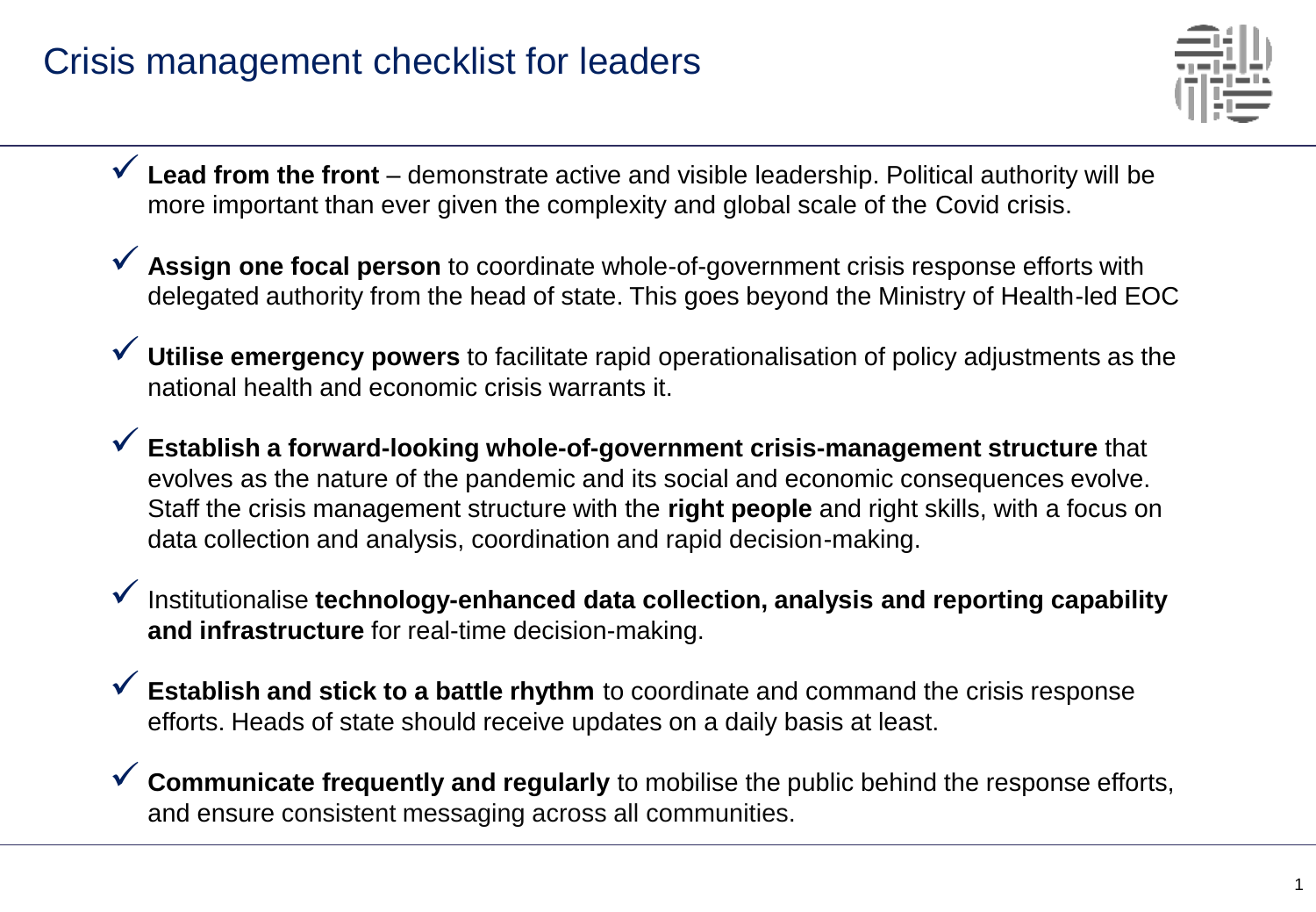# Crisis management checklist for leaders

- ✓ **Lead from the front** – demonstrate active and visible leadership. Political authority will be more important than ever given the complexity and global scale of the Covid crisis.
- ✓ **Assign one focal person** to coordinate whole-of-government crisis response efforts with delegated authority from the head of state. This goes beyond the Ministry of Health-led EOC
- ✓ **Utilise emergency powers** to facilitate rapid operationalisation of policy adjustments as the national health and economic crisis warrants it.
- ✓ **Establish a forward-looking whole-of-government crisis-management structure** that evolves as the nature of the pandemic and its social and economic consequences evolve. Staff the crisis management structure with the **right people** and right skills, with a focus on data collection and analysis, coordination and rapid decision-making.
- ✓ Institutionalise **technology-enhanced data collection, analysis and reporting capability and infrastructure** for real-time decision-making.
- ✓ **Establish and stick to a battle rhythm** to coordinate and command the crisis response efforts. Heads of state should receive updates on a daily basis at least.
- ✓ **Communicate frequently and regularly** to mobilise the public behind the response efforts, and ensure consistent messaging across all communities.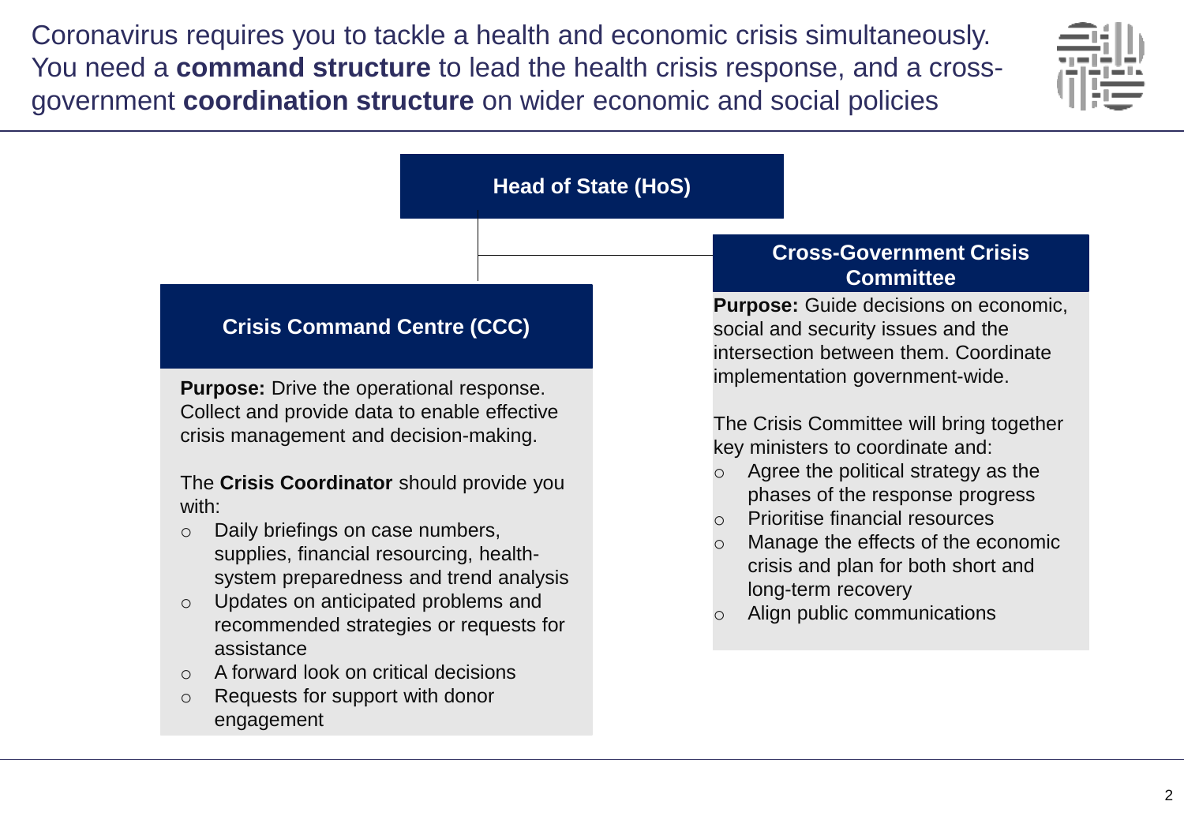# Coronavirus requires you to tackle a health and economic crisis simultaneously. You need a **command structure** to lead the health crisis response, and a cross-government **coordination structure** on wider economic and social policies

**Head of State (HoS)**

## Crisis Command Centre (CCC)

**Purpose:** Drive the operational response. Collect and provide data to enable effective crisis management and decision-making.

The **Crisis Coordinator** should provide you with:

- Daily briefings on case numbers, supplies, financial resourcing, health-system preparedness and trend analysis
- Updates on anticipated problems and recommended strategies or requests for assistance
- A forward look on critical decisions
- Requests for support with donor engagement

## Cross-Government Crisis Committee

**Purpose:** Guide decisions on economic, social and security issues and the intersection between them. Coordinate implementation government-wide.

The Crisis Committee will bring together key ministers to coordinate and:

- Agree the political strategy as the phases of the response progress
- Prioritise financial resources
- Manage the effects of the economic crisis and plan for both short and long-term recovery
- Align public communications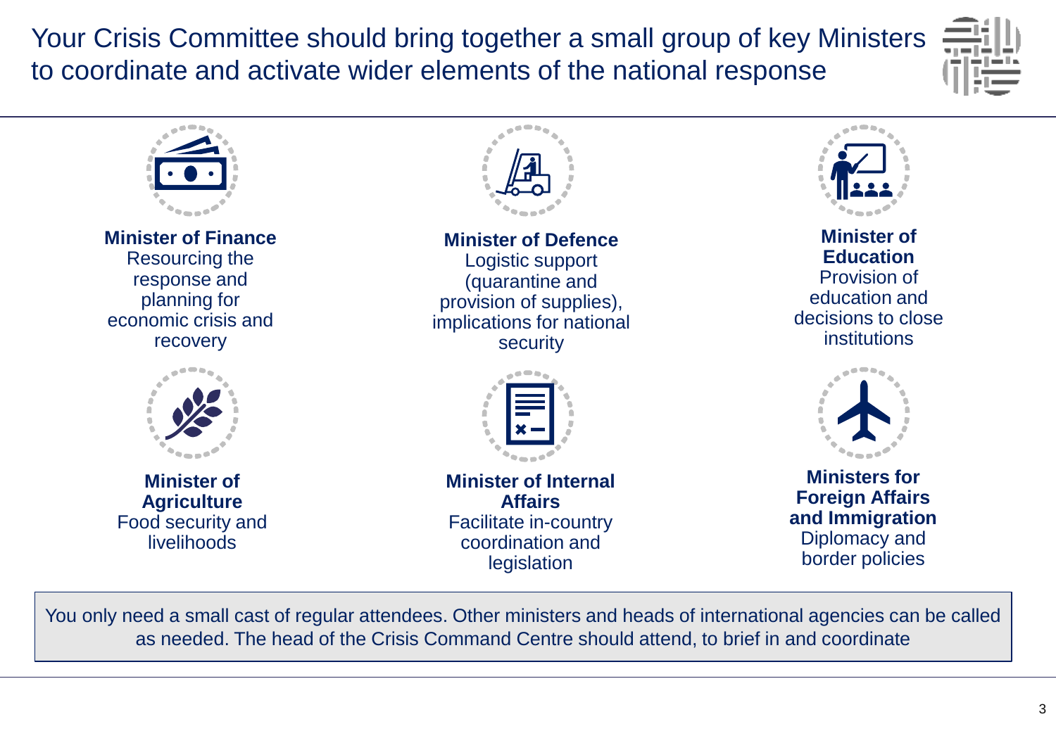# Your Crisis Committee should bring together a small group of key Ministers to coordinate and activate wider elements of the national response

**Minister of Finance**
Resourcing the response and planning for economic crisis and recovery

**Minister of Defence**
Logistic support (quarantine and provision of supplies), implications for national security

**Minister of Education**
Provision of education and decisions to close institutions

**Minister of Agriculture**
Food security and livelihoods

**Minister of Internal Affairs**
Facilitate in-country coordination and legislation

**Ministers for Foreign Affairs and Immigration**
Diplomacy and border policies

You only need a small cast of regular attendees. Other ministers and heads of international agencies can be called as needed. The head of the Crisis Command Centre should attend, to brief in and coordinate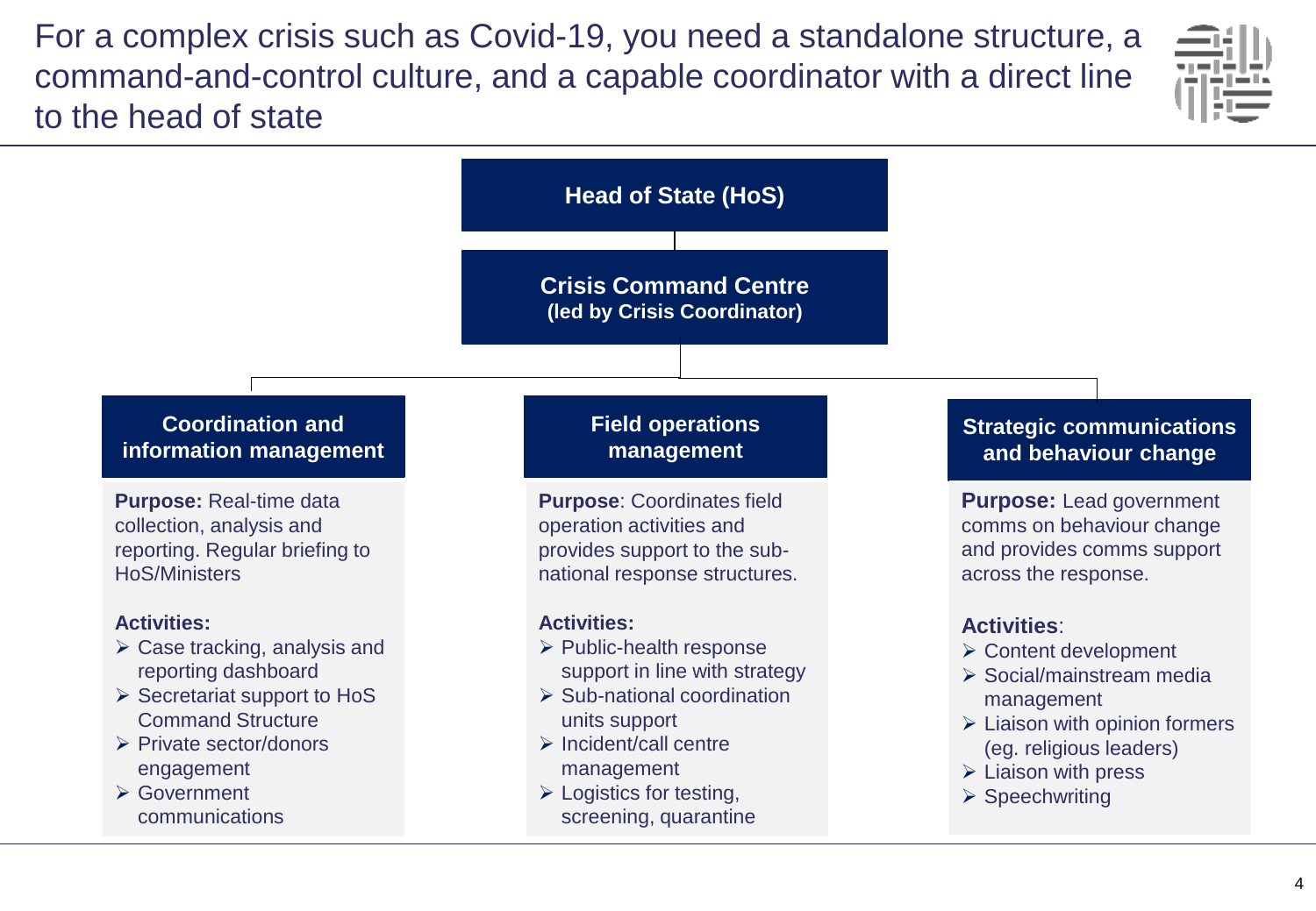# For a complex crisis such as Covid-19, you need a standalone structure, a command-and-control culture, and a capable coordinator with a direct line to the head of state

**Head of State (HoS)**

**Crisis Command Centre**
**(led by Crisis Coordinator)**

## Coordination and information management

**Purpose:** Real-time data collection, analysis and reporting. Regular briefing to HoS/Ministers

**Activities:**

- Case tracking, analysis and reporting dashboard
- Secretariat support to HoS Command Structure
- Private sector/donors engagement
- Government communications

## Field operations management

**Purpose**: Coordinates field operation activities and provides support to the sub-national response structures.

**Activities:**

- Public-health response support in line with strategy
- Sub-national coordination units support
- Incident/call centre management
- Logistics for testing, screening, quarantine

## Strategic communications and behaviour change

**Purpose:** Lead government comms on behaviour change and provides comms support across the response.

**Activities**:

- Content development
- Social/mainstream media management
- Liaison with opinion formers (eg. religious leaders)
- Liaison with press
- Speechwriting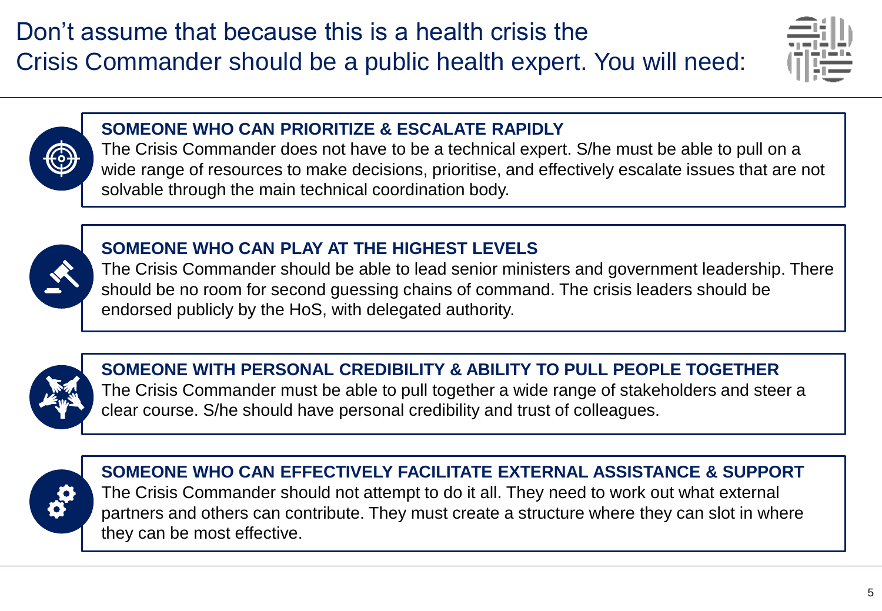# Don’t assume that because this is a health crisis the Crisis Commander should be a public health expert. You will need:

**SOMEONE WHO CAN PRIORITIZE & ESCALATE RAPIDLY**

The Crisis Commander does not have to be a technical expert. S/he must be able to pull on a wide range of resources to make decisions, prioritise, and effectively escalate issues that are not solvable through the main technical coordination body.

**SOMEONE WHO CAN PLAY AT THE HIGHEST LEVELS**

The Crisis Commander should be able to lead senior ministers and government leadership. There should be no room for second guessing chains of command. The crisis leaders should be endorsed publicly by the HoS, with delegated authority.

**SOMEONE WITH PERSONAL CREDIBILITY & ABILITY TO PULL PEOPLE TOGETHER**

The Crisis Commander must be able to pull together a wide range of stakeholders and steer a clear course. S/he should have personal credibility and trust of colleagues.

**SOMEONE WHO CAN EFFECTIVELY FACILITATE EXTERNAL ASSISTANCE & SUPPORT**

The Crisis Commander should not attempt to do it all. They need to work out what external partners and others can contribute. They must create a structure where they can slot in where they can be most effective.